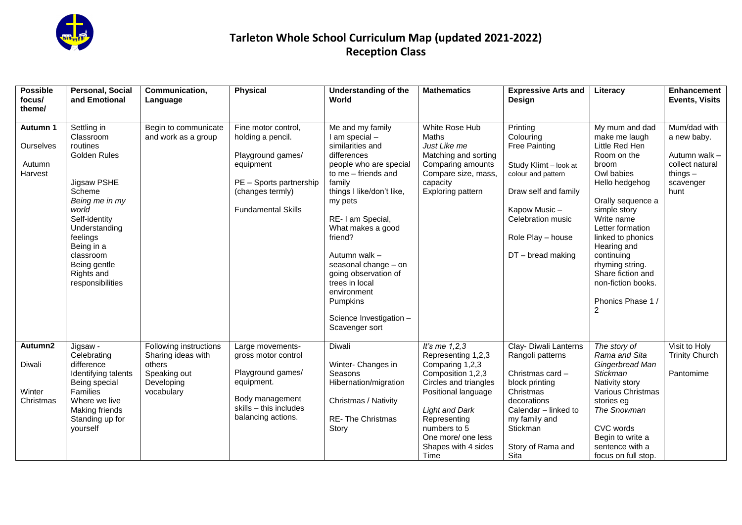# Tarleton Whole School Curriculum Map (updated 2021-2022)
## Reception Class

| Possible focus/ theme/ | Personal, Social and Emotional | Communication, Language | Physical | Understanding of the World | Mathematics | Expressive Arts and Design | Literacy | Enhancement Events, Visits |
|---|---|---|---|---|---|---|---|---|
| **Autumn 1**<br>Ourselves<br>Autumn Harvest | Settling in<br>Classroom routines<br>Golden Rules<br><br>Jigsaw PSHE Scheme<br>*Being me in my world*<br>Self-identity<br>Understanding feelings<br>Being in a classroom<br>Being gentle<br>Rights and responsibilities | Begin to communicate and work as a group | Fine motor control, holding a pencil.<br><br>Playground games/ equipment<br><br>PE – Sports partnership (changes termly)<br><br>Fundamental Skills | Me and my family<br>I am special – similarities and differences<br>people who are special to me – friends and family<br>things I like/don't like, my pets<br><br>RE- I am Special, What makes a good friend?<br><br>Autumn walk – seasonal change – on going observation of trees in local environment<br>Pumpkins<br><br>Science Investigation – Scavenger sort | White Rose Hub Maths<br>*Just Like me*<br>Matching and sorting<br>Comparing amounts<br>Compare size, mass, capacity<br>Exploring pattern | Printing<br>Colouring<br>Free Painting<br><br>Study Klimt – look at colour and pattern<br><br>Draw self and family<br><br>Kapow Music – Celebration music<br><br>Role Play – house<br><br>DT – bread making | My mum and dad make me laugh<br>Little Red Hen<br>Room on the broom<br>Owl babies<br>Hello hedgehog<br><br>Orally sequence a simple story<br>Write name<br>Letter formation linked to phonics<br>Hearing and continuing rhyming string.<br>Share fiction and non-fiction books.<br><br>Phonics Phase 1 / 2 | Mum/dad with a new baby.<br><br>Autumn walk – collect natural things – scavenger hunt |
| **Autumn2**<br>Diwali<br>Winter<br>Christmas | Jigsaw - Celebrating difference<br>Identifying talents<br>Being special<br>Families<br>Where we live<br>Making friends<br>Standing up for yourself | Following instructions<br>Sharing ideas with others<br>Speaking out<br>Developing vocabulary | Large movements- gross motor control<br><br>Playground games/ equipment.<br><br>Body management skills – this includes balancing actions. | Diwali<br><br>Winter- Changes in Seasons<br>Hibernation/migration<br><br>Christmas / Nativity<br><br>RE- The Christmas Story | *It's me 1,2,3*<br>Representing 1,2,3<br>Comparing 1,2,3<br>Composition 1,2,3<br>Circles and triangles<br>Positional language<br><br>*Light and Dark*<br>Representing numbers to 5<br>One more/ one less<br>Shapes with 4 sides<br>Time | Clay- Diwali Lanterns<br>Rangoli patterns<br><br>Christmas card – block printing<br>Christmas decorations<br>Calendar – linked to my family and Stickman<br><br>Story of Rama and Sita | *The story of Rama and Sita*<br>*Gingerbread Man*<br>*Stickman*<br>Nativity story<br>Various Christmas stories eg *The Snowman*<br><br>CVC words<br>Begin to write a sentence with a focus on full stop. | Visit to Holy Trinity Church<br><br>Pantomime |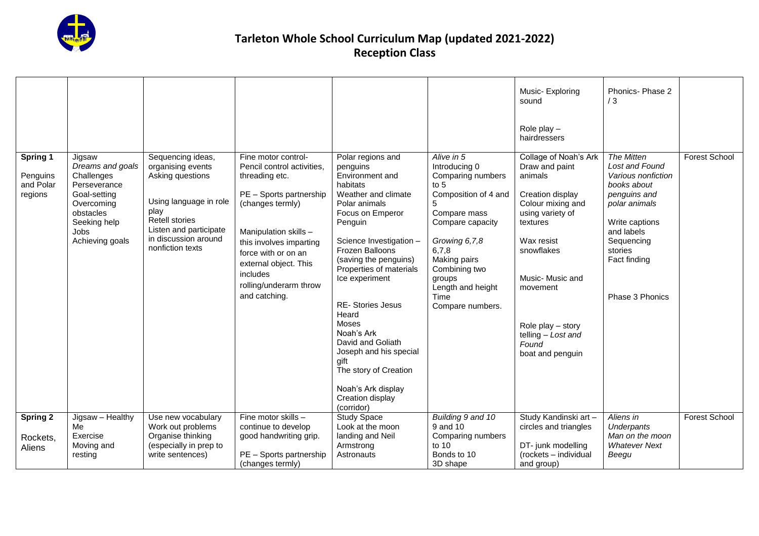# Tarleton Whole School Curriculum Map (updated 2021-2022)
## Reception Class

| | | | | | | | | |
|---|---|---|---|---|---|---|---|---|
| | | | | | | Music- Exploring sound<br><br>Role play – hairdressers | Phonics- Phase 2 / 3 | |
| **Spring 1**<br>Penguins and Polar regions | Jigsaw<br>*Dreams and goals*<br>Challenges<br>Perseverance<br>Goal-setting<br>Overcoming obstacles<br>Seeking help<br>Jobs<br>Achieving goals | Sequencing ideas, organising events<br>Asking questions<br><br>Using language in role play<br>Retell stories<br>Listen and participate in discussion around nonfiction texts | Fine motor control- Pencil control activities, threading etc.<br><br>PE – Sports partnership (changes termly)<br><br>Manipulation skills – this involves imparting force with or on an external object. This includes rolling/underarm throw and catching. | Polar regions and penguins<br>Environment and habitats<br>Weather and climate<br>Polar animals<br>Focus on Emperor Penguin<br><br>Science Investigation – Frozen Balloons (saving the penguins)<br>Properties of materials<br>Ice experiment<br><br>RE- Stories Jesus Heard<br>Moses<br>Noah's Ark<br>David and Goliath<br>Joseph and his special gift<br>The story of Creation<br><br>Noah's Ark display<br>Creation display (corridor) | *Alive in 5*<br>Introducing 0<br>Comparing numbers to 5<br>Composition of 4 and 5<br>Compare mass<br>Compare capacity<br><br>*Growing 6,7,8*<br>6,7,8<br>Making pairs<br>Combining two groups<br>Length and height<br>Time<br>Compare numbers. | Collage of Noah's Ark<br>Draw and paint animals<br><br>Creation display<br>Colour mixing and using variety of textures<br><br>Wax resist snowflakes<br><br>Music- Music and movement<br><br>Role play – story telling – *Lost and Found*<br>boat and penguin | *The Mitten*<br>*Lost and Found*<br>*Various nonfiction books about penguins and polar animals*<br><br>Write captions and labels<br>Sequencing stories<br>Fact finding<br><br>Phase 3 Phonics | Forest School |
| **Spring 2**<br>Rockets, Aliens | Jigsaw – Healthy Me<br>Exercise<br>Moving and resting | Use new vocabulary<br>Work out problems<br>Organise thinking (especially in prep to write sentences) | Fine motor skills – continue to develop good handwriting grip.<br><br>PE – Sports partnership (changes termly) | Study Space<br>Look at the moon landing and Neil Armstrong<br>Astronauts | *Building 9 and 10*<br>9 and 10<br>Comparing numbers to 10<br>Bonds to 10<br>3D shape | Study Kandinski art – circles and triangles<br><br>DT- junk modelling (rockets – individual and group) | *Aliens in Underpants*<br>*Man on the moon*<br>*Whatever Next*<br>*Beegu* | Forest School |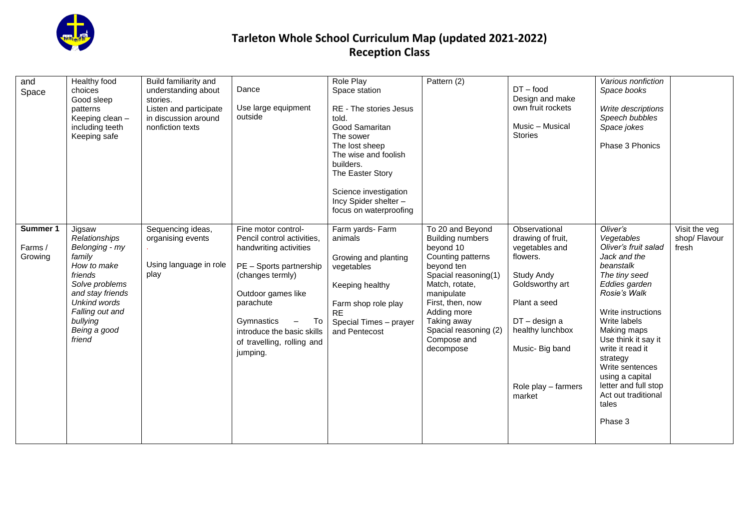# Tarleton Whole School Curriculum Map (updated 2021-2022)
## Reception Class

| | | | | | | | | |
|---|---|---|---|---|---|---|---|---|
| and Space | Healthy food choices<br>Good sleep patterns<br>Keeping clean – including teeth<br>Keeping safe | Build familiarity and understanding about stories.<br>Listen and participate in discussion around nonfiction texts | Dance<br><br>Use large equipment outside | Role Play<br>Space station<br><br>RE - The stories Jesus told.<br>Good Samaritan<br>The sower<br>The lost sheep<br>The wise and foolish builders.<br>The Easter Story<br><br>Science investigation<br>Incy Spider shelter – focus on waterproofing | Pattern (2) | DT – food<br>Design and make own fruit rockets<br><br>Music – Musical Stories | *Various nonfiction Space books*<br><br>*Write descriptions*<br>*Speech bubbles*<br>*Space jokes*<br><br>Phase 3 Phonics | |
| **Summer 1**<br><br>Farms / Growing | Jigsaw<br>*Relationships*<br>*Belonging - my family*<br>*How to make friends*<br>*Solve problems and stay friends*<br>*Unkind words*<br>*Falling out and bullying*<br>*Being a good friend* | Sequencing ideas, organising events<br>.<br><br>Using language in role play | Fine motor control- Pencil control activities, handwriting activities<br><br>PE – Sports partnership (changes termly)<br><br>Outdoor games like parachute<br><br>Gymnastics – To introduce the basic skills of travelling, rolling and jumping. | Farm yards- Farm animals<br><br>Growing and planting vegetables<br><br>Keeping healthy<br><br>Farm shop role play<br>RE<br>Special Times – prayer and Pentecost | To 20 and Beyond<br>Building numbers beyond 10<br>Counting patterns beyond ten<br>Spacial reasoning(1)<br>Match, rotate, manipulate<br>First, then, now<br>Adding more<br>Taking away<br>Spacial reasoning (2)<br>Compose and decompose | Observational drawing of fruit, vegetables and flowers.<br><br>Study Andy Goldsworthy art<br><br>Plant a seed<br><br>DT – design a healthy lunchbox<br><br>Music- Big band<br><br>Role play – farmers market | *Oliver's Vegetables*<br>*Oliver's fruit salad*<br>*Jack and the beanstalk*<br>*The tiny seed*<br>*Eddies garden*<br>*Rosie's Walk*<br><br>Write instructions<br>Write labels<br>Making maps<br>Use think it say it write it read it strategy<br>Write sentences using a capital letter and full stop<br>Act out traditional tales<br><br>Phase 3 | Visit the veg shop/ Flavour fresh |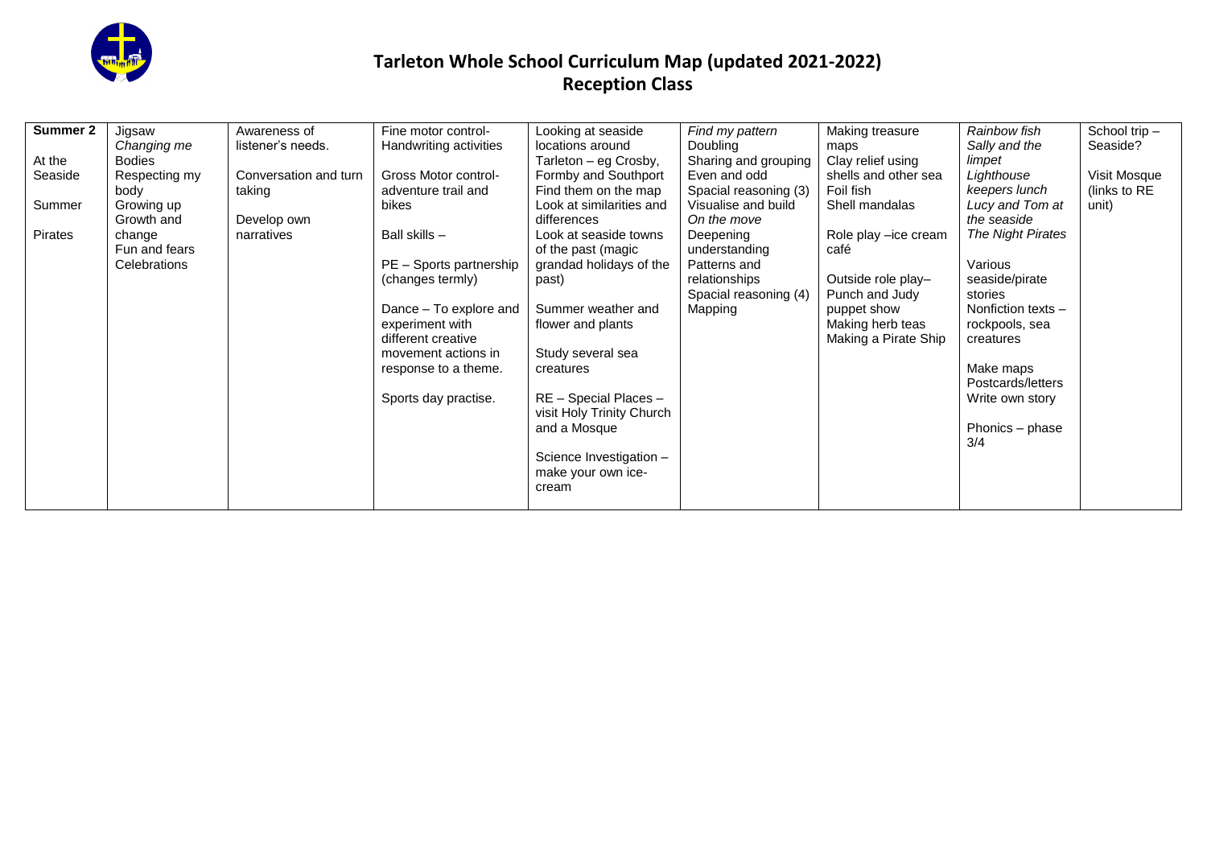# Tarleton Whole School Curriculum Map (updated 2021-2022)
## Reception Class

| | | | | | | | | |
|---|---|---|---|---|---|---|---|---|
| **Summer 2**<br><br>At the Seaside<br><br>Summer<br><br>Pirates | Jigsaw<br>*Changing me*<br>Bodies<br>Respecting my body<br>Growing up<br>Growth and change<br>Fun and fears<br>Celebrations | Awareness of listener's needs.<br><br>Conversation and turn taking<br><br>Develop own narratives | Fine motor control- Handwriting activities<br><br>Gross Motor control- adventure trail and bikes<br><br>Ball skills –<br><br>PE – Sports partnership (changes termly)<br><br>Dance – To explore and experiment with different creative movement actions in response to a theme.<br><br>Sports day practise. | Looking at seaside locations around Tarleton – eg Crosby, Formby and Southport<br>Find them on the map<br>Look at similarities and differences<br>Look at seaside towns of the past (magic grandad holidays of the past)<br><br>Summer weather and flower and plants<br><br>Study several sea creatures<br><br>RE – Special Places – visit Holy Trinity Church and a Mosque<br><br>Science Investigation – make your own ice-cream | *Find my pattern*<br>Doubling<br>Sharing and grouping<br>Even and odd<br>Spacial reasoning (3)<br>Visualise and build<br>*On the move*<br>Deepening understanding<br>Patterns and relationships<br>Spacial reasoning (4)<br>Mapping | Making treasure maps<br>Clay relief using shells and other sea<br>Foil fish<br>Shell mandalas<br><br>Role play –ice cream café<br><br>Outside role play– Punch and Judy puppet show<br>Making herb teas<br>Making a Pirate Ship | *Rainbow fish*<br>*Sally and the limpet*<br>*Lighthouse keepers lunch*<br>*Lucy and Tom at the seaside*<br>*The Night Pirates*<br><br>Various seaside/pirate stories<br>Nonfiction texts – rockpools, sea creatures<br><br>Make maps<br>Postcards/letters<br>Write own story<br><br>Phonics – phase 3/4 | School trip – Seaside?<br><br>Visit Mosque (links to RE unit) |